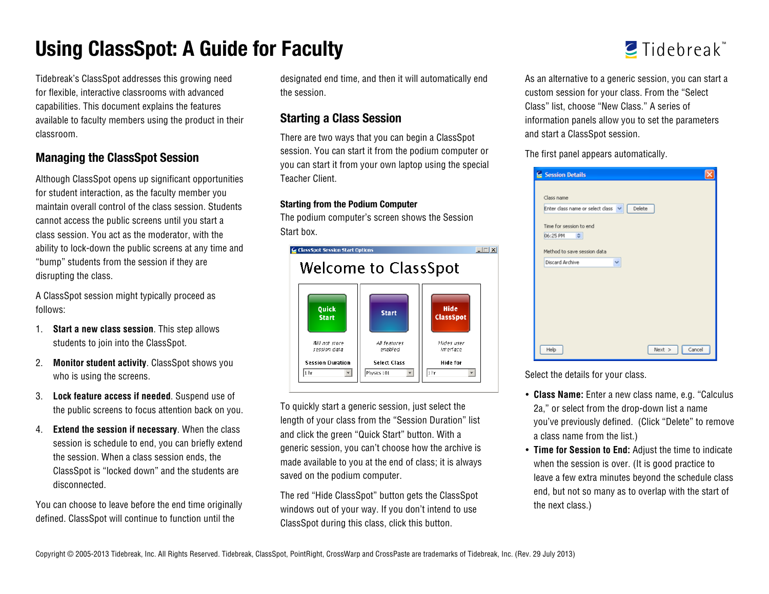# Using ClassSpot: A Guide for Faculty

Tidebreak's ClassSpot addresses this growing need for flexible, interactive classrooms with advanced capabilities. This document explains the features available to faculty members using the product in their classroom.

## Managing the ClassSpot Session

Although ClassSpot opens up significant opportunities for student interaction, as the faculty member you maintain overall control of the class session. Students cannot access the public screens until you start a class session. You act as the moderator, with the ability to lock-down the public screens at any time and "bump" students from the session if they are disrupting the class.

A ClassSpot session might typically proceed as follows:

1. **Start a new class session**. This step allows students to join into the ClassSpot.
2. **Monitor student activity**. ClassSpot shows you who is using the screens.
3. **Lock feature access if needed**. Suspend use of the public screens to focus attention back on you.
4. **Extend the session if necessary**. When the class session is schedule to end, you can briefly extend the session. When a class session ends, the ClassSpot is "locked down" and the students are disconnected.

You can choose to leave before the end time originally defined. ClassSpot will continue to function until the designated end time, and then it will automatically end the session.

## Starting a Class Session

There are two ways that you can begin a ClassSpot session. You can start it from the podium computer or you can start it from your own laptop using the special Teacher Client.

### Starting from the Podium Computer

The podium computer's screen shows the Session Start box.

To quickly start a generic session, just select the length of your class from the "Session Duration" list and click the green "Quick Start" button. With a generic session, you can't choose how the archive is made available to you at the end of class; it is always saved on the podium computer.

The red "Hide ClassSpot" button gets the ClassSpot windows out of your way. If you don't intend to use ClassSpot during this class, click this button.

As an alternative to a generic session, you can start a custom session for your class. From the "Select Class" list, choose "New Class." A series of information panels allow you to set the parameters and start a ClassSpot session.

The first panel appears automatically.

Select the details for your class.

- **Class Name:** Enter a new class name, e.g. "Calculus 2a," or select from the drop-down list a name you've previously defined. (Click "Delete" to remove a class name from the list.)
- **Time for Session to End:** Adjust the time to indicate when the session is over. (It is good practice to leave a few extra minutes beyond the schedule class end, but not so many as to overlap with the start of the next class.)

Copyright © 2005-2013 Tidebreak, Inc. All Rights Reserved. Tidebreak, ClassSpot, PointRight, CrossWarp and CrossPaste are trademarks of Tidebreak, Inc. (Rev. 29 July 2013)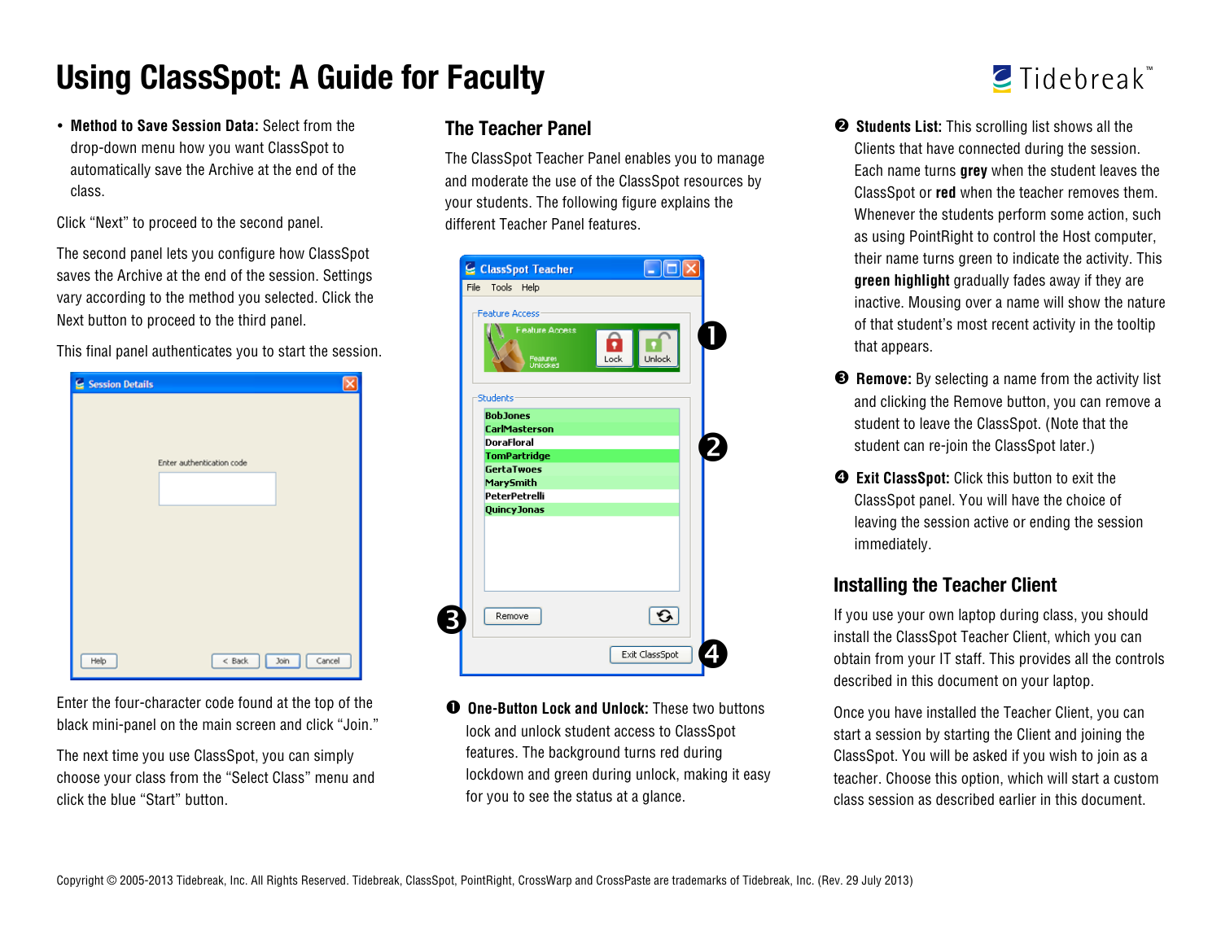# Using ClassSpot: A Guide for Faculty

- **Method to Save Session Data:** Select from the drop-down menu how you want ClassSpot to automatically save the Archive at the end of the class.

Click "Next" to proceed to the second panel.

The second panel lets you configure how ClassSpot saves the Archive at the end of the session. Settings vary according to the method you selected. Click the Next button to proceed to the third panel.

This final panel authenticates you to start the session.

Enter the four-character code found at the top of the black mini-panel on the main screen and click "Join."

The next time you use ClassSpot, you can simply choose your class from the "Select Class" menu and click the blue "Start" button.

## The Teacher Panel

The ClassSpot Teacher Panel enables you to manage and moderate the use of the ClassSpot resources by your students. The following figure explains the different Teacher Panel features.

❶ **One-Button Lock and Unlock:** These two buttons lock and unlock student access to ClassSpot features. The background turns red during lockdown and green during unlock, making it easy for you to see the status at a glance.

❷ **Students List:** This scrolling list shows all the Clients that have connected during the session. Each name turns **grey** when the student leaves the ClassSpot or **red** when the teacher removes them. Whenever the students perform some action, such as using PointRight to control the Host computer, their name turns green to indicate the activity. This **green highlight** gradually fades away if they are inactive. Mousing over a name will show the nature of that student's most recent activity in the tooltip that appears.

❸ **Remove:** By selecting a name from the activity list and clicking the Remove button, you can remove a student to leave the ClassSpot. (Note that the student can re-join the ClassSpot later.)

❹ **Exit ClassSpot:** Click this button to exit the ClassSpot panel. You will have the choice of leaving the session active or ending the session immediately.

## Installing the Teacher Client

If you use your own laptop during class, you should install the ClassSpot Teacher Client, which you can obtain from your IT staff. This provides all the controls described in this document on your laptop.

Once you have installed the Teacher Client, you can start a session by starting the Client and joining the ClassSpot. You will be asked if you wish to join as a teacher. Choose this option, which will start a custom class session as described earlier in this document.

Copyright © 2005-2013 Tidebreak, Inc. All Rights Reserved. Tidebreak, ClassSpot, PointRight, CrossWarp and CrossPaste are trademarks of Tidebreak, Inc. (Rev. 29 July 2013)